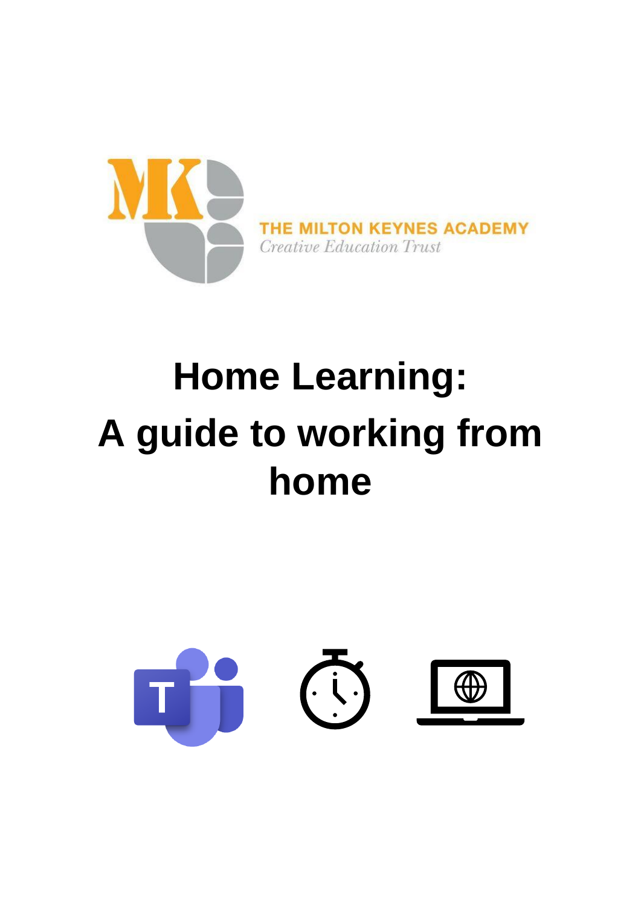THE MILTON KEYNES ACADEMY

*Creative Education Trust*

# Home Learning: A guide to working from home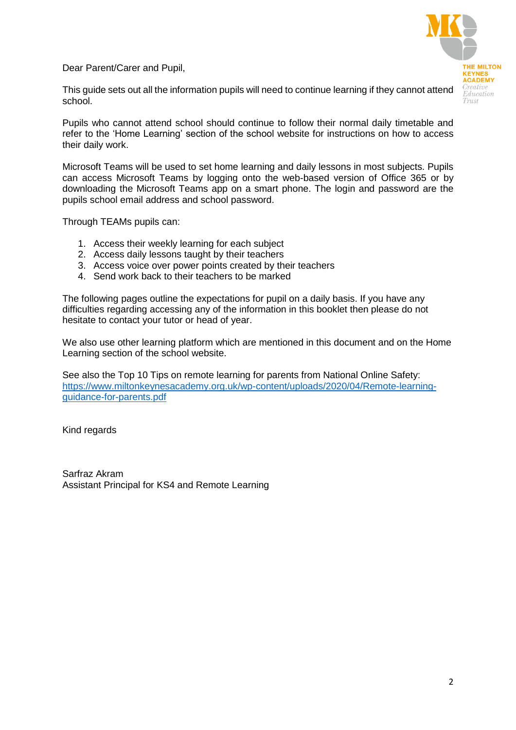Dear Parent/Carer and Pupil,

This guide sets out all the information pupils will need to continue learning if they cannot attend school.

Pupils who cannot attend school should continue to follow their normal daily timetable and refer to the 'Home Learning' section of the school website for instructions on how to access their daily work.

Microsoft Teams will be used to set home learning and daily lessons in most subjects. Pupils can access Microsoft Teams by logging onto the web-based version of Office 365 or by downloading the Microsoft Teams app on a smart phone. The login and password are the pupils school email address and school password.

Through TEAMs pupils can:

1. Access their weekly learning for each subject
2. Access daily lessons taught by their teachers
3. Access voice over power points created by their teachers
4. Send work back to their teachers to be marked

The following pages outline the expectations for pupil on a daily basis. If you have any difficulties regarding accessing any of the information in this booklet then please do not hesitate to contact your tutor or head of year.

We also use other learning platform which are mentioned in this document and on the Home Learning section of the school website.

See also the Top 10 Tips on remote learning for parents from National Online Safety:
https://www.miltonkeynesacademy.org.uk/wp-content/uploads/2020/04/Remote-learning-guidance-for-parents.pdf

Kind regards

Sarfraz Akram
Assistant Principal for KS4 and Remote Learning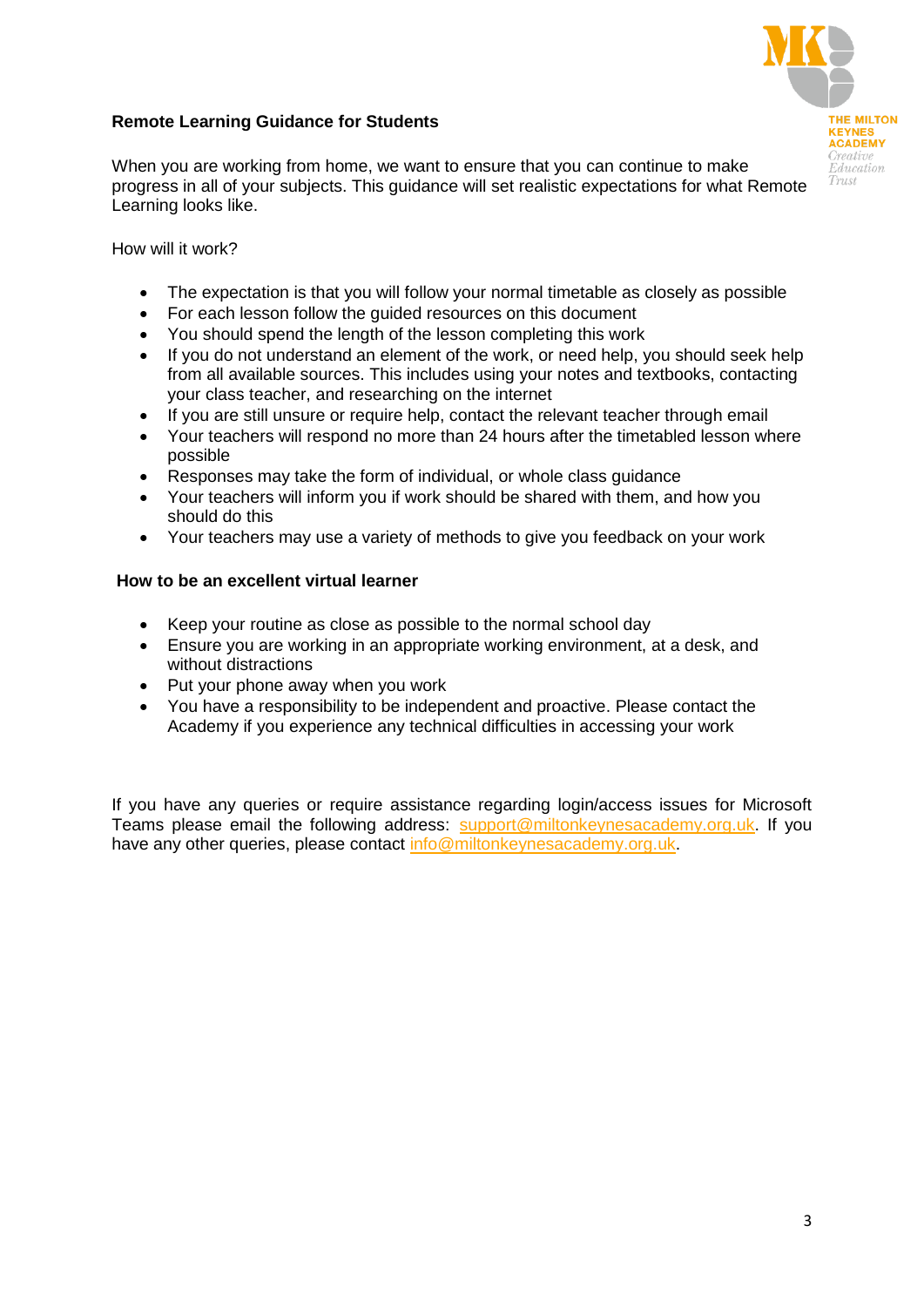**Remote Learning Guidance for Students**

When you are working from home, we want to ensure that you can continue to make progress in all of your subjects. This guidance will set realistic expectations for what Remote Learning looks like.

How will it work?

- The expectation is that you will follow your normal timetable as closely as possible
- For each lesson follow the guided resources on this document
- You should spend the length of the lesson completing this work
- If you do not understand an element of the work, or need help, you should seek help from all available sources. This includes using your notes and textbooks, contacting your class teacher, and researching on the internet
- If you are still unsure or require help, contact the relevant teacher through email
- Your teachers will respond no more than 24 hours after the timetabled lesson where possible
- Responses may take the form of individual, or whole class guidance
- Your teachers will inform you if work should be shared with them, and how you should do this
- Your teachers may use a variety of methods to give you feedback on your work

**How to be an excellent virtual learner**

- Keep your routine as close as possible to the normal school day
- Ensure you are working in an appropriate working environment, at a desk, and without distractions
- Put your phone away when you work
- You have a responsibility to be independent and proactive. Please contact the Academy if you experience any technical difficulties in accessing your work

If you have any queries or require assistance regarding login/access issues for Microsoft Teams please email the following address: support@miltonkeynesacademy.org.uk. If you have any other queries, please contact info@miltonkeynesacademy.org.uk.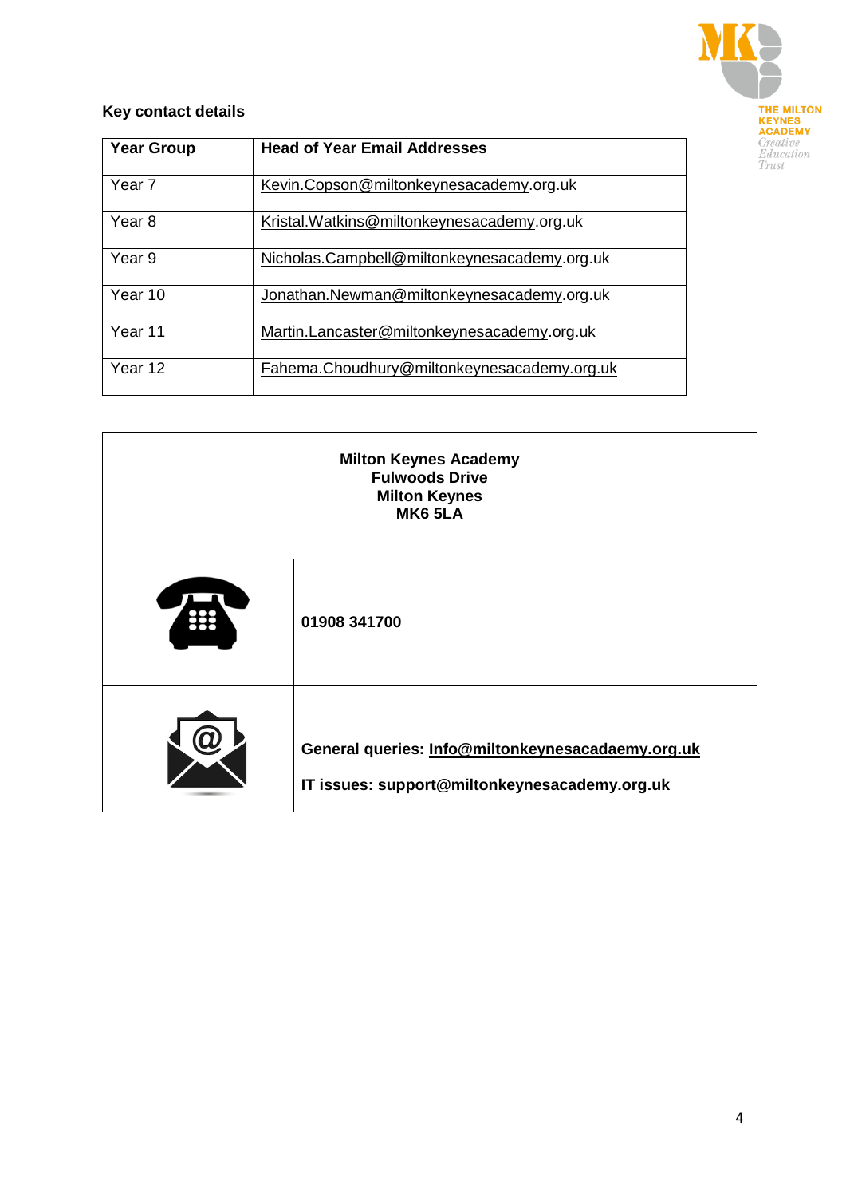**Key contact details**

| Year Group | Head of Year Email Addresses |
| --- | --- |
| Year 7 | Kevin.Copson@miltonkeynesacademy.org.uk |
| Year 8 | Kristal.Watkins@miltonkeynesacademy.org.uk |
| Year 9 | Nicholas.Campbell@miltonkeynesacademy.org.uk |
| Year 10 | Jonathan.Newman@miltonkeynesacademy.org.uk |
| Year 11 | Martin.Lancaster@miltonkeynesacademy.org.uk |
| Year 12 | Fahema.Choudhury@miltonkeynesacademy.org.uk |

**Milton Keynes Academy**
**Fulwoods Drive**
**Milton Keynes**
**MK6 5LA**

**01908 341700**

**General queries: Info@miltonkeynesacadaemy.org.uk**

**IT issues: support@miltonkeynesacademy.org.uk**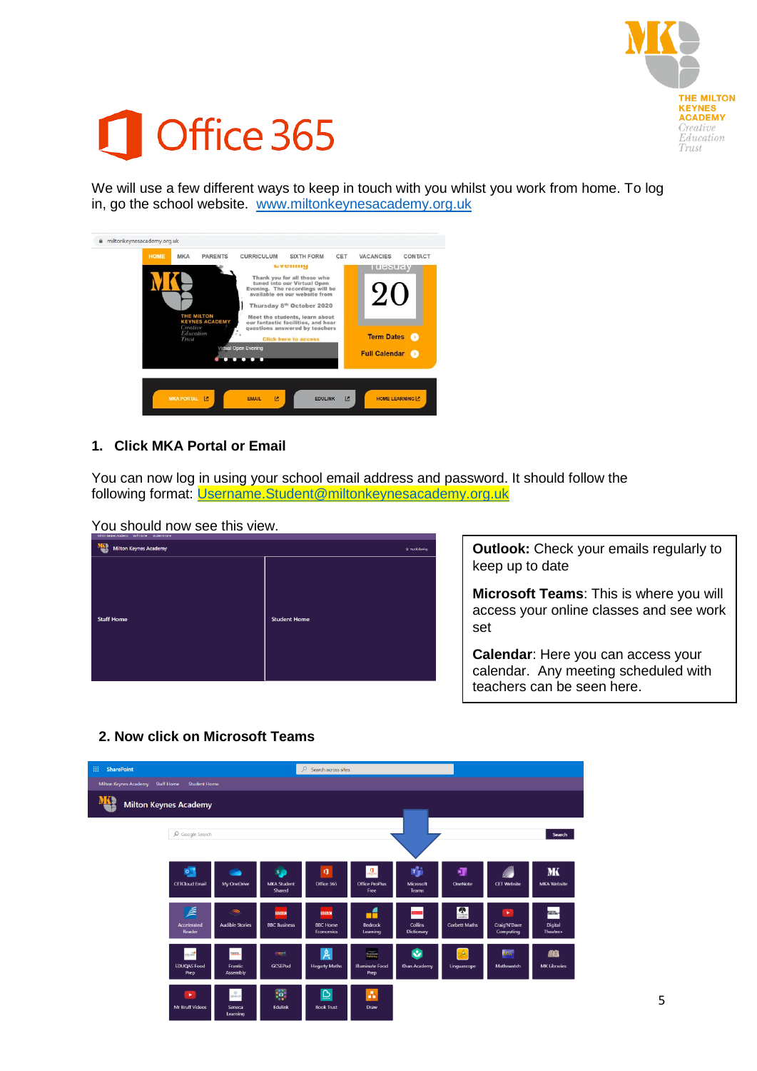# Office 365

We will use a few different ways to keep in touch with you whilst you work from home. To log in, go the school website. www.miltonkeynesacademy.org.uk

## 1. Click MKA Portal or Email

You can now log in using your school email address and password. It should follow the following format: Username.Student@miltonkeynesacademy.org.uk

You should now see this view.

**Outlook:** Check your emails regularly to keep up to date

**Microsoft Teams**: This is where you will access your online classes and see work set

**Calendar**: Here you can access your calendar. Any meeting scheduled with teachers can be seen here.

## 2. Now click on Microsoft Teams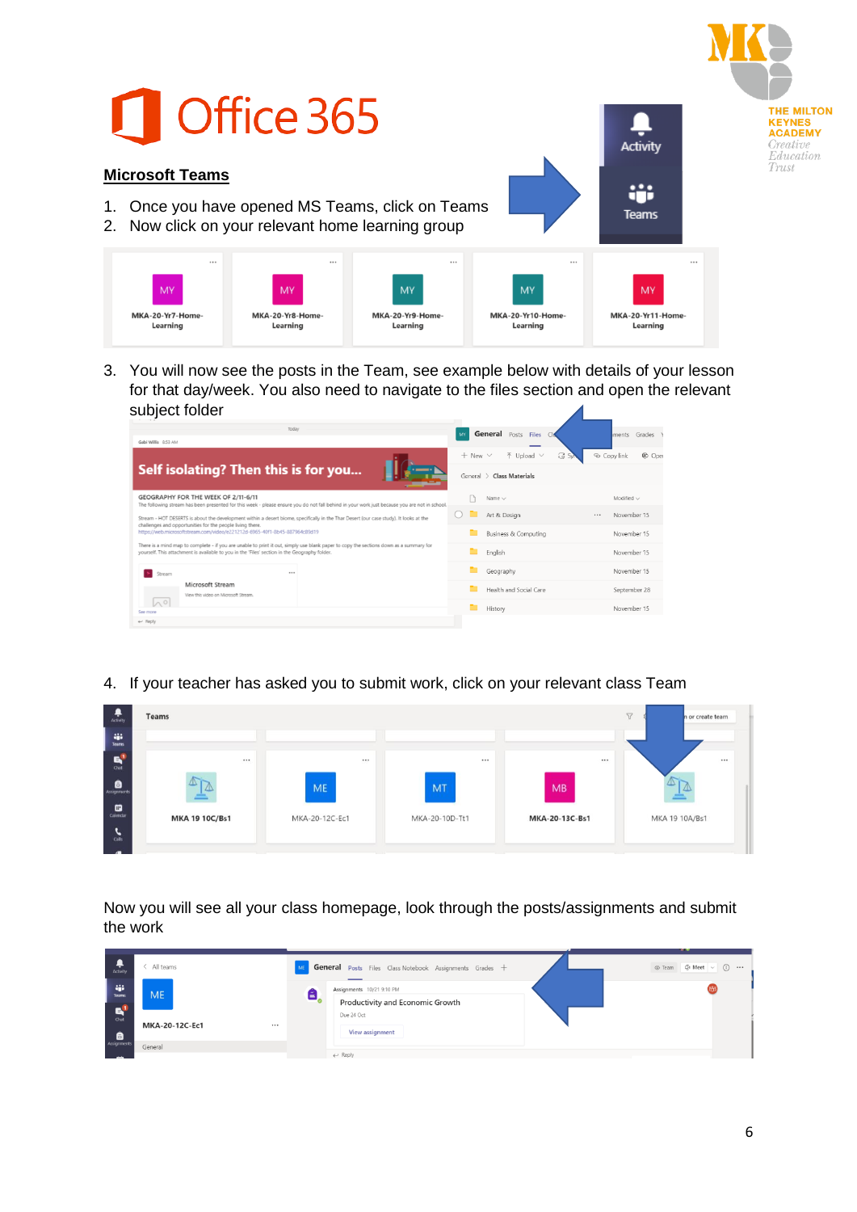# Office 365

## Microsoft Teams

1. Once you have opened MS Teams, click on Teams
2. Now click on your relevant home learning group
3. You will now see the posts in the Team, see example below with details of your lesson for that day/week. You also need to navigate to the files section and open the relevant subject folder
4. If your teacher has asked you to submit work, click on your relevant class Team

Now you will see all your class homepage, look through the posts/assignments and submit the work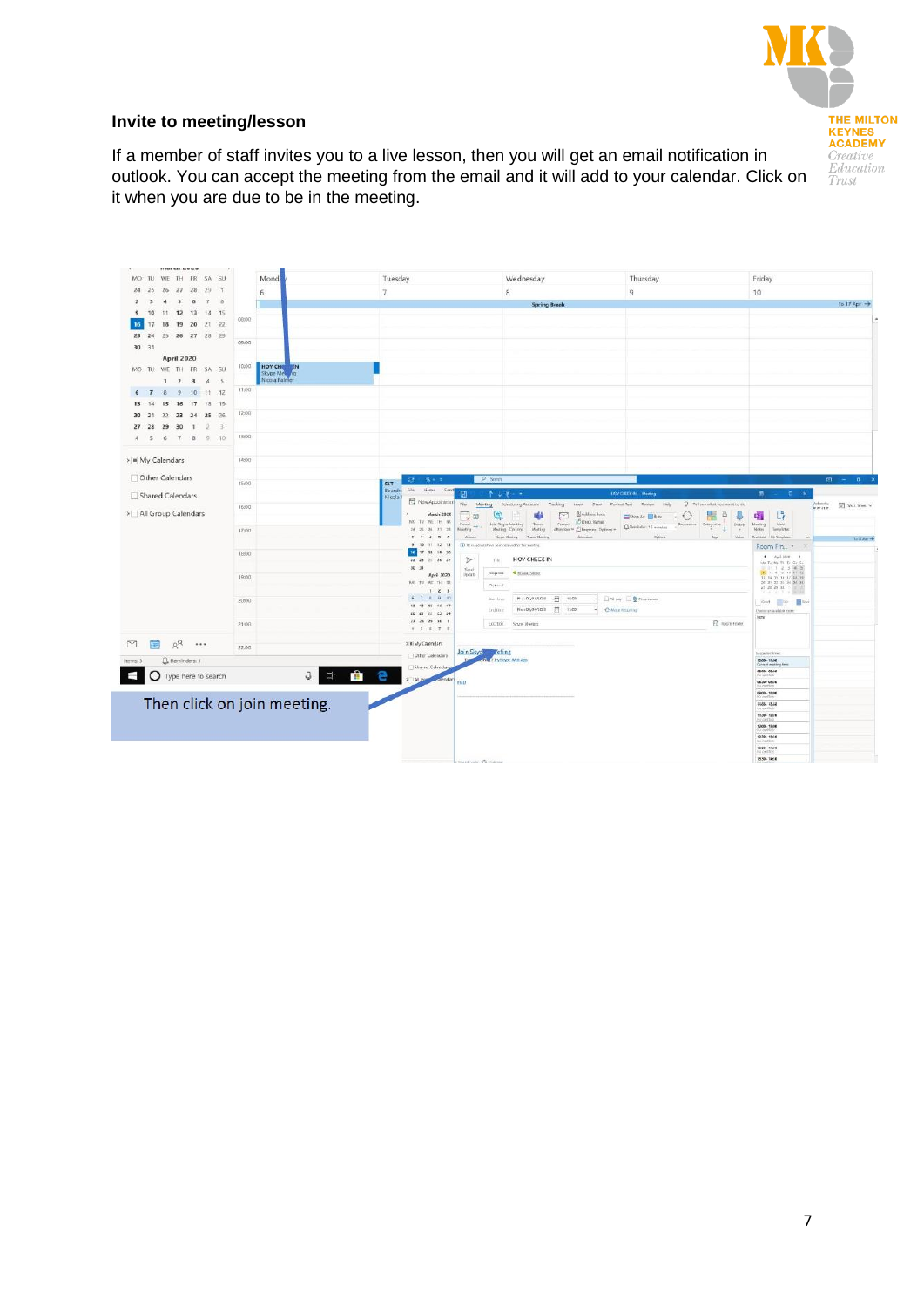**Invite to meeting/lesson**

If a member of staff invites you to a live lesson, then you will get an email notification in outlook. You can accept the meeting from the email and it will add to your calendar. Click on it when you are due to be in the meeting.

Then click on join meeting.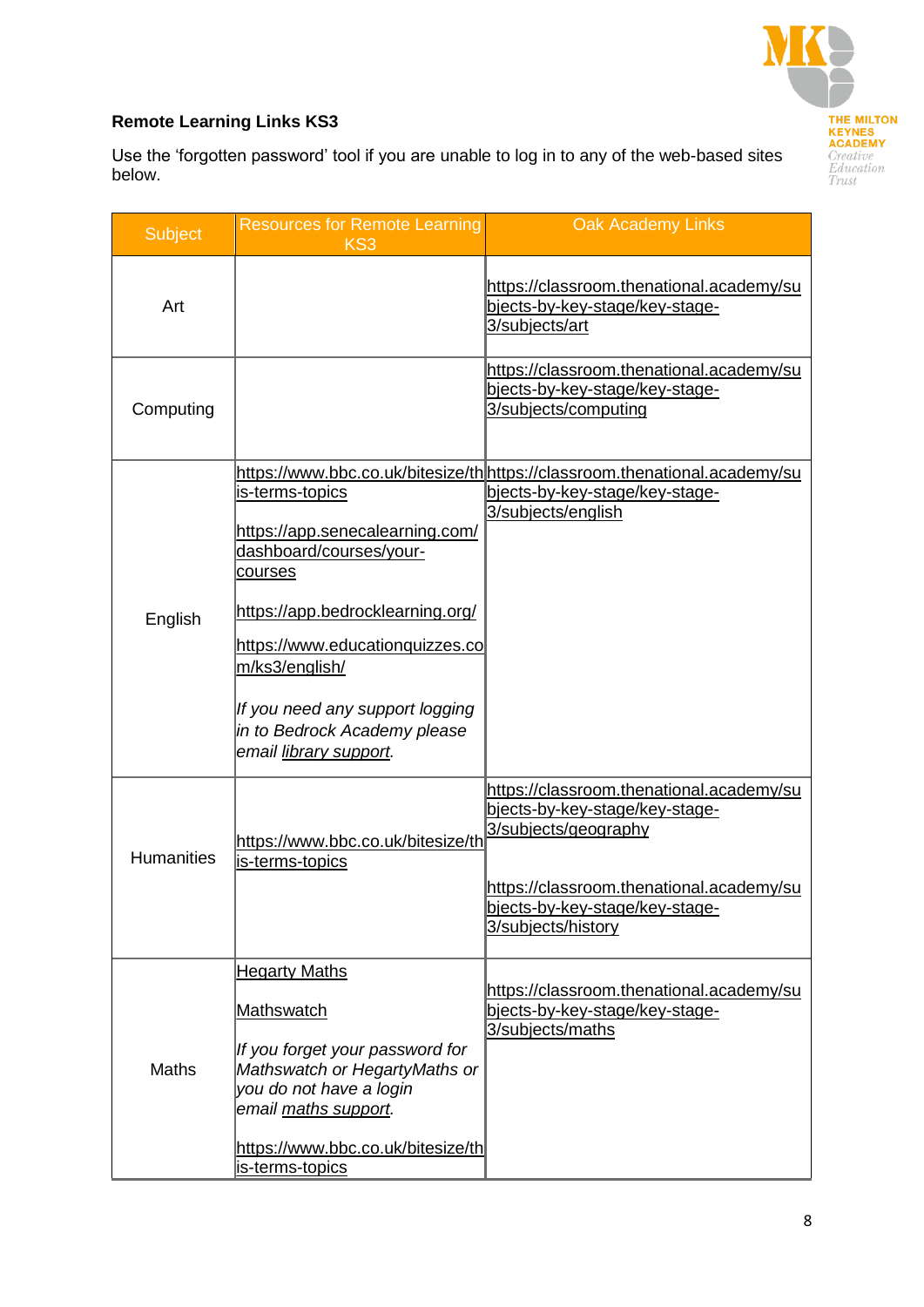**Remote Learning Links KS3**

Use the 'forgotten password' tool if you are unable to log in to any of the web-based sites below.

| Subject | Resources for Remote Learning KS3 | Oak Academy Links |
|---|---|---|
| Art | | https://classroom.thenational.academy/subjects-by-key-stage/key-stage-3/subjects/art |
| Computing | | https://classroom.thenational.academy/subjects-by-key-stage/key-stage-3/subjects/computing |
| English | https://www.bbc.co.uk/bitesize/this-terms-topics<br><br>https://app.senecalearning.com/dashboard/courses/your-courses<br><br>https://app.bedrocklearning.org/<br><br>https://www.educationquizzes.com/ks3/english/<br><br>*If you need any support logging in to Bedrock Academy please email library support.* | https://classroom.thenational.academy/subjects-by-key-stage/key-stage-3/subjects/english |
| Humanities | https://www.bbc.co.uk/bitesize/this-terms-topics | https://classroom.thenational.academy/subjects-by-key-stage/key-stage-3/subjects/geography<br><br>https://classroom.thenational.academy/subjects-by-key-stage/key-stage-3/subjects/history |
| Maths | Hegarty Maths<br><br>Mathswatch<br><br>*If you forget your password for Mathswatch or HegartyMaths or you do not have a login email maths support.*<br><br>https://www.bbc.co.uk/bitesize/this-terms-topics | https://classroom.thenational.academy/subjects-by-key-stage/key-stage-3/subjects/maths |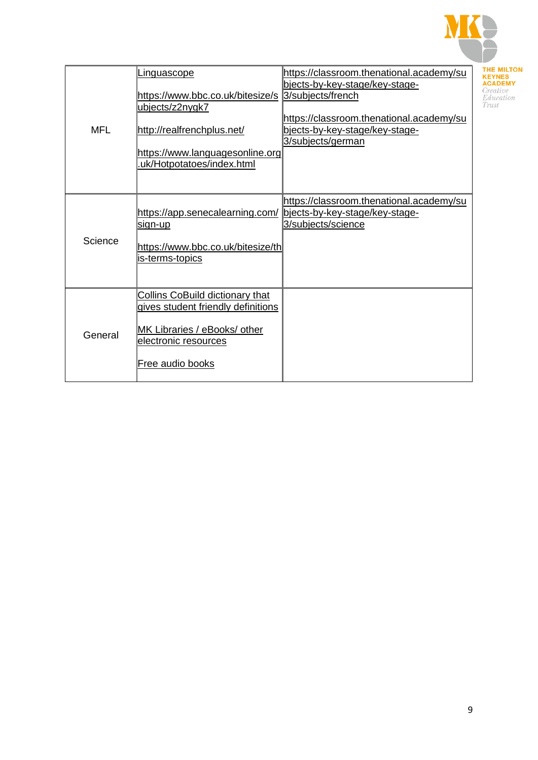| | | |
|---|---|---|
| MFL | Linguascope<br><br>https://www.bbc.co.uk/bitesize/subjects/z2nygk7<br><br>http://realfrenchplus.net/<br><br>https://www.languagesonline.org.uk/Hotpotatoes/index.html | https://classroom.thenational.academy/subjects-by-key-stage/key-stage-3/subjects/french<br><br>https://classroom.thenational.academy/subjects-by-key-stage/key-stage-3/subjects/german |
| Science | https://app.senecalearning.com/sign-up<br><br>https://www.bbc.co.uk/bitesize/this-terms-topics | https://classroom.thenational.academy/subjects-by-key-stage/key-stage-3/subjects/science |
| General | Collins CoBuild dictionary that gives student friendly definitions<br><br>MK Libraries / eBooks/ other electronic resources<br><br>Free audio books | |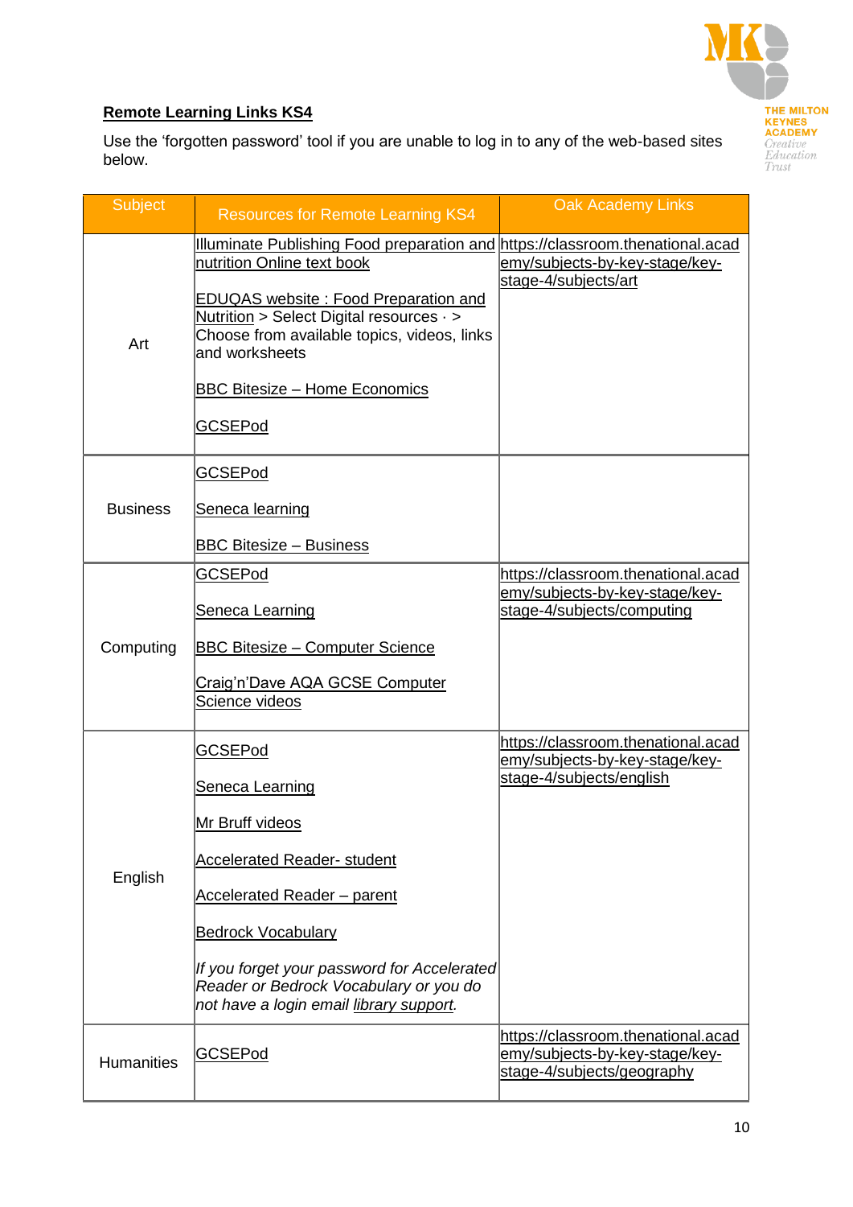**Remote Learning Links KS4**

Use the 'forgotten password' tool if you are unable to log in to any of the web-based sites below.

| Subject | Resources for Remote Learning KS4 | Oak Academy Links |
|---|---|---|
| Art | Illuminate Publishing Food preparation and nutrition Online text book<br><br>EDUQAS website : Food Preparation and Nutrition > Select Digital resources · > Choose from available topics, videos, links and worksheets<br><br>BBC Bitesize – Home Economics<br><br>GCSEPod | https://classroom.thenational.academy/subjects-by-key-stage/key-stage-4/subjects/art |
| Business | GCSEPod<br><br>Seneca learning<br><br>BBC Bitesize – Business | |
| Computing | GCSEPod<br><br>Seneca Learning<br><br>BBC Bitesize – Computer Science<br><br>Craig'n'Dave AQA GCSE Computer Science videos | https://classroom.thenational.academy/subjects-by-key-stage/key-stage-4/subjects/computing |
| English | GCSEPod<br><br>Seneca Learning<br><br>Mr Bruff videos<br><br>Accelerated Reader- student<br><br>Accelerated Reader – parent<br><br>Bedrock Vocabulary<br><br>*If you forget your password for Accelerated Reader or Bedrock Vocabulary or you do not have a login email library support.* | https://classroom.thenational.academy/subjects-by-key-stage/key-stage-4/subjects/english |
| Humanities | GCSEPod | https://classroom.thenational.academy/subjects-by-key-stage/key-stage-4/subjects/geography |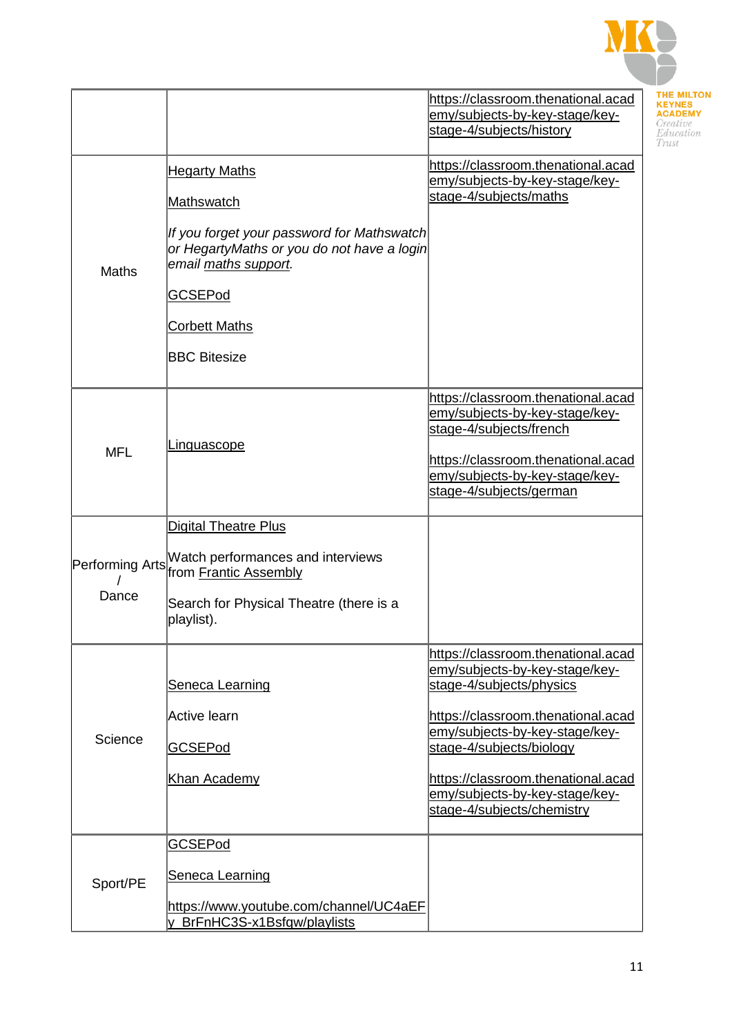| | | |
|---|---|---|
| | | https://classroom.thenational.academy/subjects-by-key-stage/key-stage-4/subjects/history |
| Maths | Hegarty Maths<br><br>Mathswatch<br><br>*If you forget your password for Mathswatch or HegartyMaths or you do not have a login email maths support.*<br><br>GCSEPod<br><br>Corbett Maths<br><br>BBC Bitesize | https://classroom.thenational.academy/subjects-by-key-stage/key-stage-4/subjects/maths |
| MFL | Linguascope | https://classroom.thenational.academy/subjects-by-key-stage/key-stage-4/subjects/french<br><br>https://classroom.thenational.academy/subjects-by-key-stage/key-stage-4/subjects/german |
| Performing Arts / Dance | Digital Theatre Plus<br><br>Watch performances and interviews from Frantic Assembly<br><br>Search for Physical Theatre (there is a playlist). | |
| Science | Seneca Learning<br><br>Active learn<br><br>GCSEPod<br><br>Khan Academy | https://classroom.thenational.academy/subjects-by-key-stage/key-stage-4/subjects/physics<br><br>https://classroom.thenational.academy/subjects-by-key-stage/key-stage-4/subjects/biology<br><br>https://classroom.thenational.academy/subjects-by-key-stage/key-stage-4/subjects/chemistry |
| Sport/PE | GCSEPod<br><br>Seneca Learning<br><br>https://www.youtube.com/channel/UC4aEFy_BrFnHC3S-x1Bsfqw/playlists | |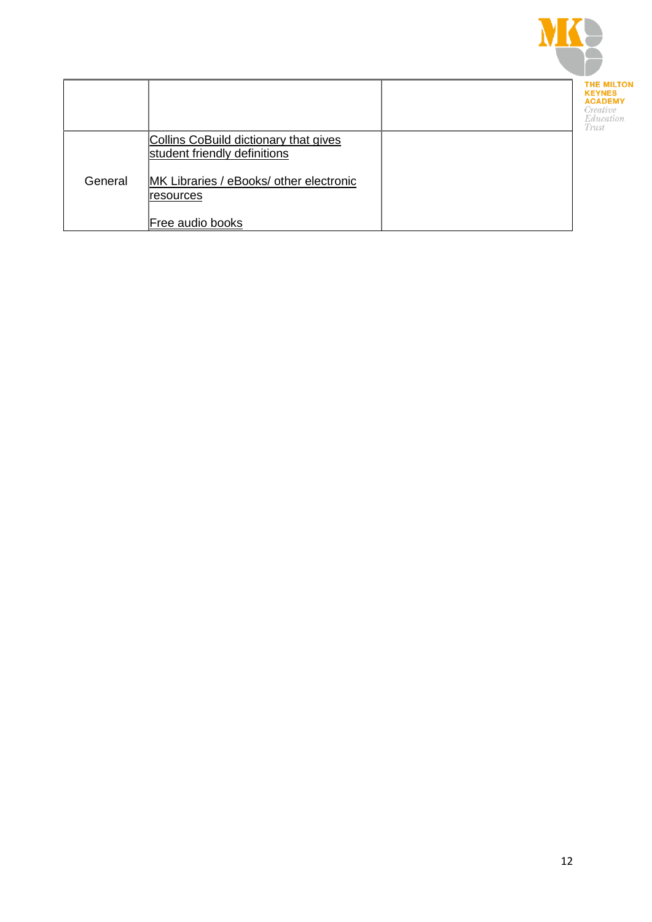| | | |
|---|---|---|
| | | |
| General | Collins CoBuild dictionary that gives student friendly definitions<br><br>MK Libraries / eBooks/ other electronic resources<br><br>Free audio books | |